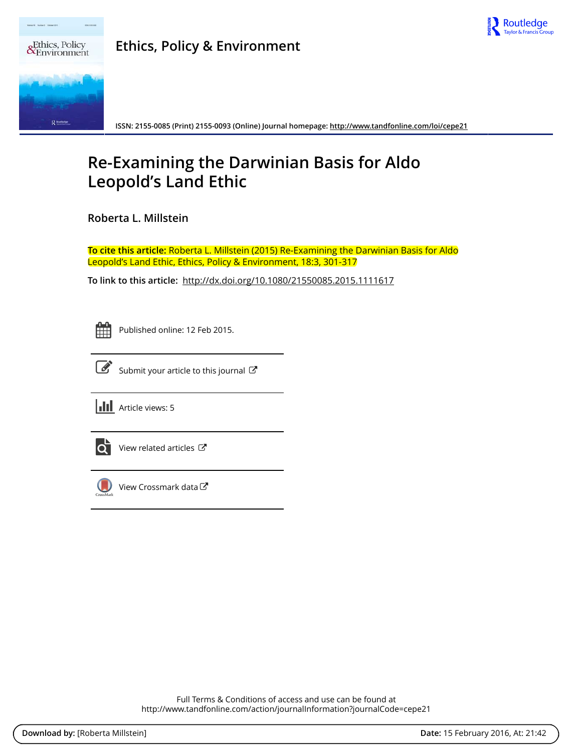# Ethics, Policy & Environment

ISSN: 2155-0085 (Print) 2155-0093 (Online) Journal homepage: http://www.tandfonline.com/loi/cepe21

# Re-Examining the Darwinian Basis for Aldo Leopold's Land Ethic

**Roberta L. Millstein**

**To cite this article:** Roberta L. Millstein (2015) Re-Examining the Darwinian Basis for Aldo Leopold's Land Ethic, Ethics, Policy & Environment, 18:3, 301-317

**To link to this article:** http://dx.doi.org/10.1080/21550085.2015.1111617

Published online: 12 Feb 2015.

Submit your article to this journal

Article views: 5

View related articles

View Crossmark data

Full Terms & Conditions of access and use can be found at
http://www.tandfonline.com/action/journalInformation?journalCode=cepe21

**Download by:** [Roberta Millstein] **Date:** 15 February 2016, At: 21:42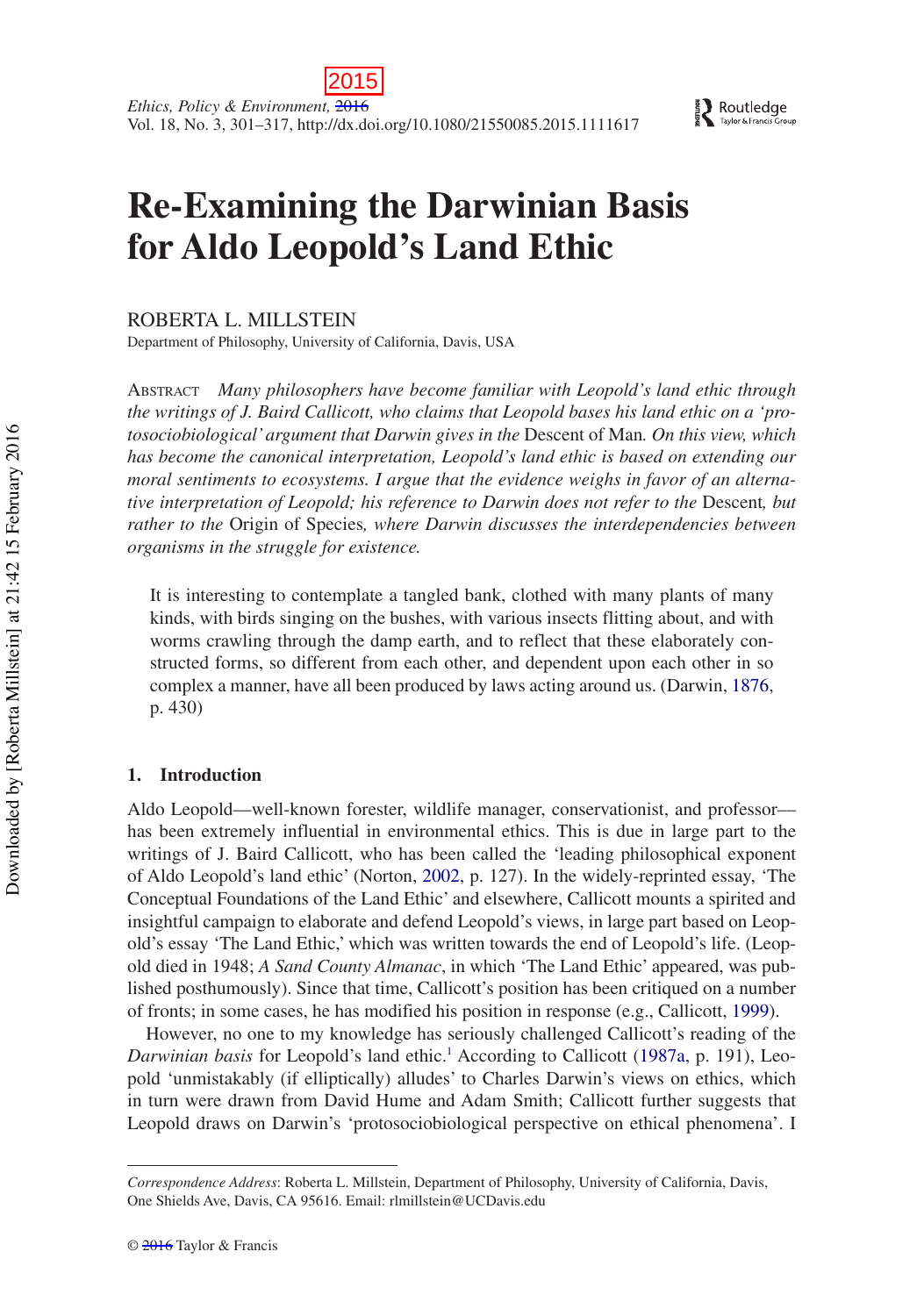# Re-Examining the Darwinian Basis for Aldo Leopold's Land Ethic

ROBERTA L. MILLSTEIN

Department of Philosophy, University of California, Davis, USA

ABSTRACT *Many philosophers have become familiar with Leopold's land ethic through the writings of J. Baird Callicott, who claims that Leopold bases his land ethic on a 'protosociobiological' argument that Darwin gives in the* Descent of Man*. On this view, which has become the canonical interpretation, Leopold's land ethic is based on extending our moral sentiments to ecosystems. I argue that the evidence weighs in favor of an alternative interpretation of Leopold; his reference to Darwin does not refer to the* Descent*, but rather to the* Origin of Species*, where Darwin discusses the interdependencies between organisms in the struggle for existence.*

> It is interesting to contemplate a tangled bank, clothed with many plants of many kinds, with birds singing on the bushes, with various insects flitting about, and with worms crawling through the damp earth, and to reflect that these elaborately constructed forms, so different from each other, and dependent upon each other in so complex a manner, have all been produced by laws acting around us. (Darwin, 1876, p. 430)

## 1. Introduction

Aldo Leopold—well-known forester, wildlife manager, conservationist, and professor—has been extremely influential in environmental ethics. This is due in large part to the writings of J. Baird Callicott, who has been called the 'leading philosophical exponent of Aldo Leopold's land ethic' (Norton, 2002, p. 127). In the widely-reprinted essay, 'The Conceptual Foundations of the Land Ethic' and elsewhere, Callicott mounts a spirited and insightful campaign to elaborate and defend Leopold's views, in large part based on Leopold's essay 'The Land Ethic,' which was written towards the end of Leopold's life. (Leopold died in 1948; *A Sand County Almanac*, in which 'The Land Ethic' appeared, was published posthumously). Since that time, Callicott's position has been critiqued on a number of fronts; in some cases, he has modified his position in response (e.g., Callicott, 1999).

However, no one to my knowledge has seriously challenged Callicott's reading of the *Darwinian basis* for Leopold's land ethic.[1] According to Callicott (1987a, p. 191), Leopold 'unmistakably (if elliptically) alludes' to Charles Darwin's views on ethics, which in turn were drawn from David Hume and Adam Smith; Callicott further suggests that Leopold draws on Darwin's 'protosociobiological perspective on ethical phenomena'. I

*Correspondence Address*: Roberta L. Millstein, Department of Philosophy, University of California, Davis, One Shields Ave, Davis, CA 95616. Email: rlmillstein@UCDavis.edu

© 2016 Taylor & Francis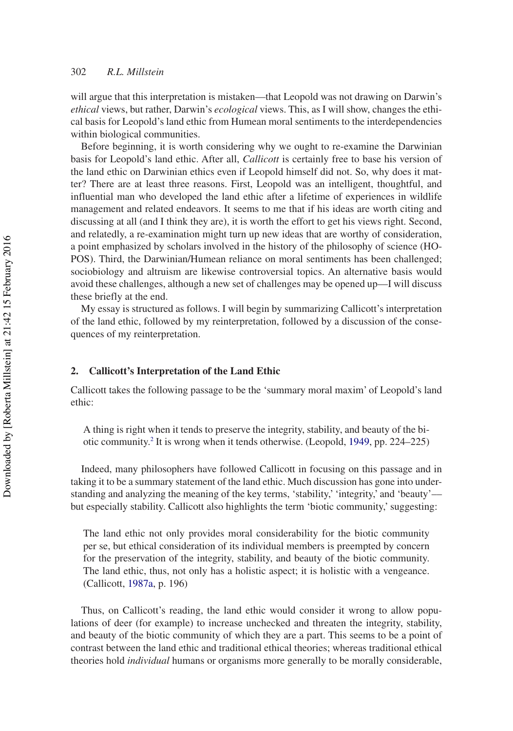will argue that this interpretation is mistaken—that Leopold was not drawing on Darwin's *ethical* views, but rather, Darwin's *ecological* views. This, as I will show, changes the ethical basis for Leopold's land ethic from Humean moral sentiments to the interdependencies within biological communities.

Before beginning, it is worth considering why we ought to re-examine the Darwinian basis for Leopold's land ethic. After all, *Callicott* is certainly free to base his version of the land ethic on Darwinian ethics even if Leopold himself did not. So, why does it matter? There are at least three reasons. First, Leopold was an intelligent, thoughtful, and influential man who developed the land ethic after a lifetime of experiences in wildlife management and related endeavors. It seems to me that if his ideas are worth citing and discussing at all (and I think they are), it is worth the effort to get his views right. Second, and relatedly, a re-examination might turn up new ideas that are worthy of consideration, a point emphasized by scholars involved in the history of the philosophy of science (HOPOS). Third, the Darwinian/Humean reliance on moral sentiments has been challenged; sociobiology and altruism are likewise controversial topics. An alternative basis would avoid these challenges, although a new set of challenges may be opened up—I will discuss these briefly at the end.

My essay is structured as follows. I will begin by summarizing Callicott's interpretation of the land ethic, followed by my reinterpretation, followed by a discussion of the consequences of my reinterpretation.

## 2. Callicott's Interpretation of the Land Ethic

Callicott takes the following passage to be the 'summary moral maxim' of Leopold's land ethic:

> A thing is right when it tends to preserve the integrity, stability, and beauty of the biotic community.[2] It is wrong when it tends otherwise. (Leopold, 1949, pp. 224–225)

Indeed, many philosophers have followed Callicott in focusing on this passage and in taking it to be a summary statement of the land ethic. Much discussion has gone into understanding and analyzing the meaning of the key terms, 'stability,' 'integrity,' and 'beauty'—but especially stability. Callicott also highlights the term 'biotic community,' suggesting:

> The land ethic not only provides moral considerability for the biotic community per se, but ethical consideration of its individual members is preempted by concern for the preservation of the integrity, stability, and beauty of the biotic community. The land ethic, thus, not only has a holistic aspect; it is holistic with a vengeance. (Callicott, 1987a, p. 196)

Thus, on Callicott's reading, the land ethic would consider it wrong to allow populations of deer (for example) to increase unchecked and threaten the integrity, stability, and beauty of the biotic community of which they are a part. This seems to be a point of contrast between the land ethic and traditional ethical theories; whereas traditional ethical theories hold *individual* humans or organisms more generally to be morally considerable,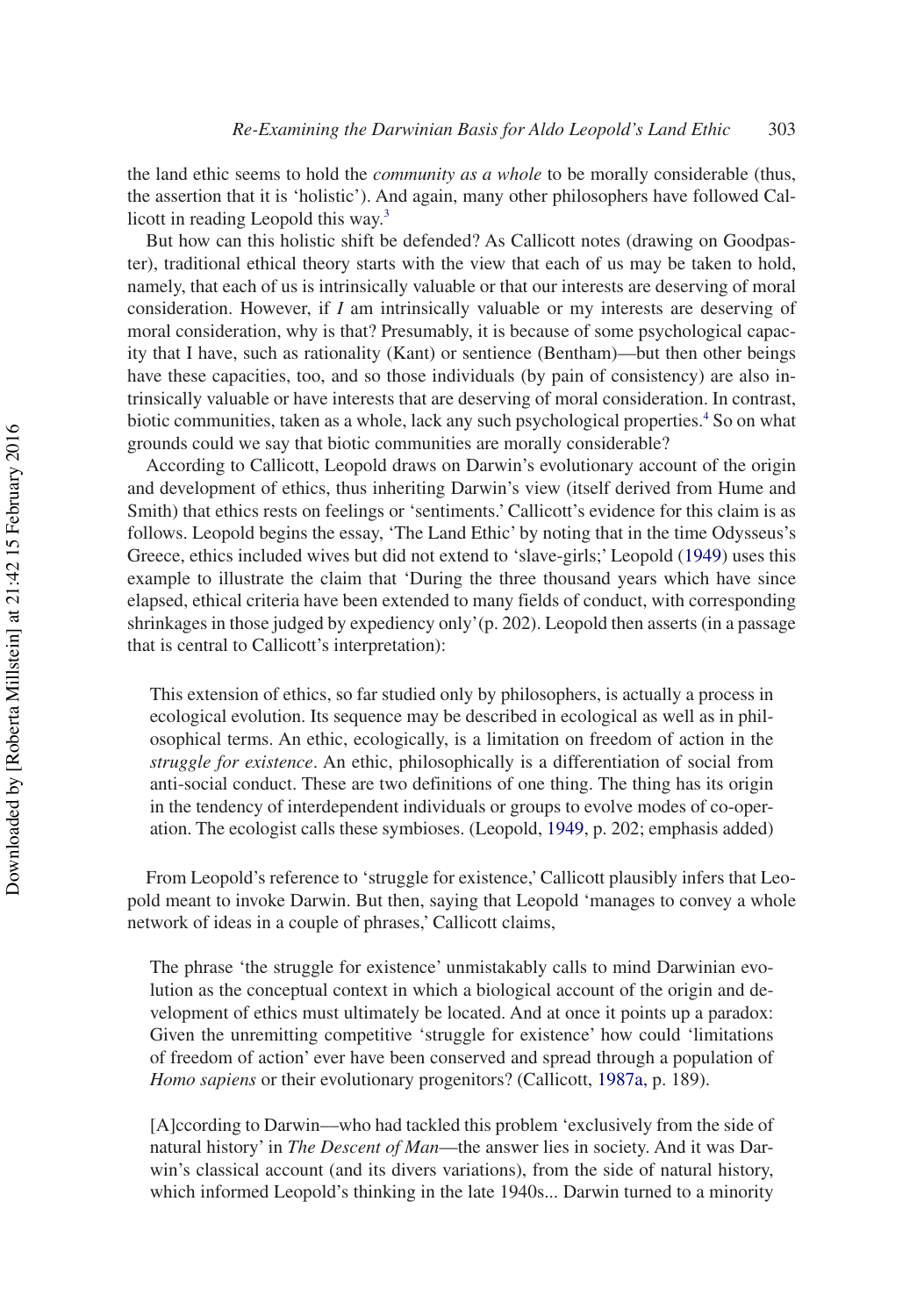the land ethic seems to hold the *community as a whole* to be morally considerable (thus, the assertion that it is 'holistic'). And again, many other philosophers have followed Callicott in reading Leopold this way.[3]

But how can this holistic shift be defended? As Callicott notes (drawing on Goodpaster), traditional ethical theory starts with the view that each of us may be taken to hold, namely, that each of us is intrinsically valuable or that our interests are deserving of moral consideration. However, if *I* am intrinsically valuable or my interests are deserving of moral consideration, why is that? Presumably, it is because of some psychological capacity that I have, such as rationality (Kant) or sentience (Bentham)—but then other beings have these capacities, too, and so those individuals (by pain of consistency) are also intrinsically valuable or have interests that are deserving of moral consideration. In contrast, biotic communities, taken as a whole, lack any such psychological properties.[4] So on what grounds could we say that biotic communities are morally considerable?

According to Callicott, Leopold draws on Darwin's evolutionary account of the origin and development of ethics, thus inheriting Darwin's view (itself derived from Hume and Smith) that ethics rests on feelings or 'sentiments.' Callicott's evidence for this claim is as follows. Leopold begins the essay, 'The Land Ethic' by noting that in the time Odysseus's Greece, ethics included wives but did not extend to 'slave-girls;' Leopold (1949) uses this example to illustrate the claim that 'During the three thousand years which have since elapsed, ethical criteria have been extended to many fields of conduct, with corresponding shrinkages in those judged by expediency only' (p. 202). Leopold then asserts (in a passage that is central to Callicott's interpretation):

> This extension of ethics, so far studied only by philosophers, is actually a process in ecological evolution. Its sequence may be described in ecological as well as in philosophical terms. An ethic, ecologically, is a limitation on freedom of action in the *struggle for existence*. An ethic, philosophically is a differentiation of social from anti-social conduct. These are two definitions of one thing. The thing has its origin in the tendency of interdependent individuals or groups to evolve modes of co-operation. The ecologist calls these symbioses. (Leopold, 1949, p. 202; emphasis added)

From Leopold's reference to 'struggle for existence,' Callicott plausibly infers that Leopold meant to invoke Darwin. But then, saying that Leopold 'manages to convey a whole network of ideas in a couple of phrases,' Callicott claims,

> The phrase 'the struggle for existence' unmistakably calls to mind Darwinian evolution as the conceptual context in which a biological account of the origin and development of ethics must ultimately be located. And at once it points up a paradox: Given the unremitting competitive 'struggle for existence' how could 'limitations of freedom of action' ever have been conserved and spread through a population of *Homo sapiens* or their evolutionary progenitors? (Callicott, 1987a, p. 189).

> [A]ccording to Darwin—who had tackled this problem 'exclusively from the side of natural history' in *The Descent of Man*—the answer lies in society. And it was Darwin's classical account (and its divers variations), from the side of natural history, which informed Leopold's thinking in the late 1940s... Darwin turned to a minority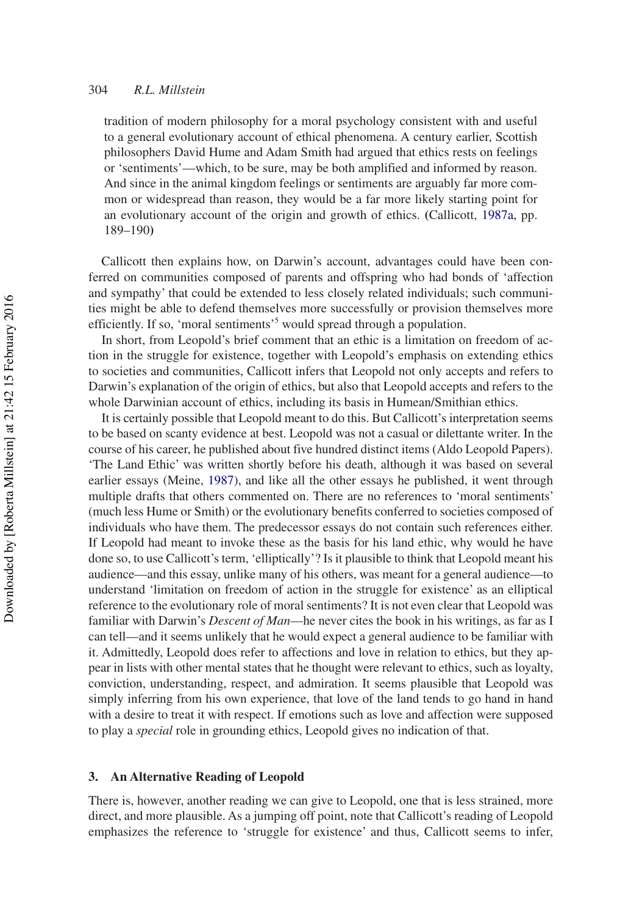tradition of modern philosophy for a moral psychology consistent with and useful to a general evolutionary account of ethical phenomena. A century earlier, Scottish philosophers David Hume and Adam Smith had argued that ethics rests on feelings or 'sentiments'—which, to be sure, may be both amplified and informed by reason. And since in the animal kingdom feelings or sentiments are arguably far more common or widespread than reason, they would be a far more likely starting point for an evolutionary account of the origin and growth of ethics. (Callicott, 1987a, pp. 189–190)

Callicott then explains how, on Darwin's account, advantages could have been conferred on communities composed of parents and offspring who had bonds of 'affection and sympathy' that could be extended to less closely related individuals; such communities might be able to defend themselves more successfully or provision themselves more efficiently. If so, 'moral sentiments'[5] would spread through a population.

In short, from Leopold's brief comment that an ethic is a limitation on freedom of action in the struggle for existence, together with Leopold's emphasis on extending ethics to societies and communities, Callicott infers that Leopold not only accepts and refers to Darwin's explanation of the origin of ethics, but also that Leopold accepts and refers to the whole Darwinian account of ethics, including its basis in Humean/Smithian ethics.

It is certainly possible that Leopold meant to do this. But Callicott's interpretation seems to be based on scanty evidence at best. Leopold was not a casual or dilettante writer. In the course of his career, he published about five hundred distinct items (Aldo Leopold Papers). 'The Land Ethic' was written shortly before his death, although it was based on several earlier essays (Meine, 1987), and like all the other essays he published, it went through multiple drafts that others commented on. There are no references to 'moral sentiments' (much less Hume or Smith) or the evolutionary benefits conferred to societies composed of individuals who have them. The predecessor essays do not contain such references either. If Leopold had meant to invoke these as the basis for his land ethic, why would he have done so, to use Callicott's term, 'elliptically'? Is it plausible to think that Leopold meant his audience—and this essay, unlike many of his others, was meant for a general audience—to understand 'limitation on freedom of action in the struggle for existence' as an elliptical reference to the evolutionary role of moral sentiments? It is not even clear that Leopold was familiar with Darwin's *Descent of Man*—he never cites the book in his writings, as far as I can tell—and it seems unlikely that he would expect a general audience to be familiar with it. Admittedly, Leopold does refer to affections and love in relation to ethics, but they appear in lists with other mental states that he thought were relevant to ethics, such as loyalty, conviction, understanding, respect, and admiration. It seems plausible that Leopold was simply inferring from his own experience, that love of the land tends to go hand in hand with a desire to treat it with respect. If emotions such as love and affection were supposed to play a *special* role in grounding ethics, Leopold gives no indication of that.

## 3. An Alternative Reading of Leopold

There is, however, another reading we can give to Leopold, one that is less strained, more direct, and more plausible. As a jumping off point, note that Callicott's reading of Leopold emphasizes the reference to 'struggle for existence' and thus, Callicott seems to infer,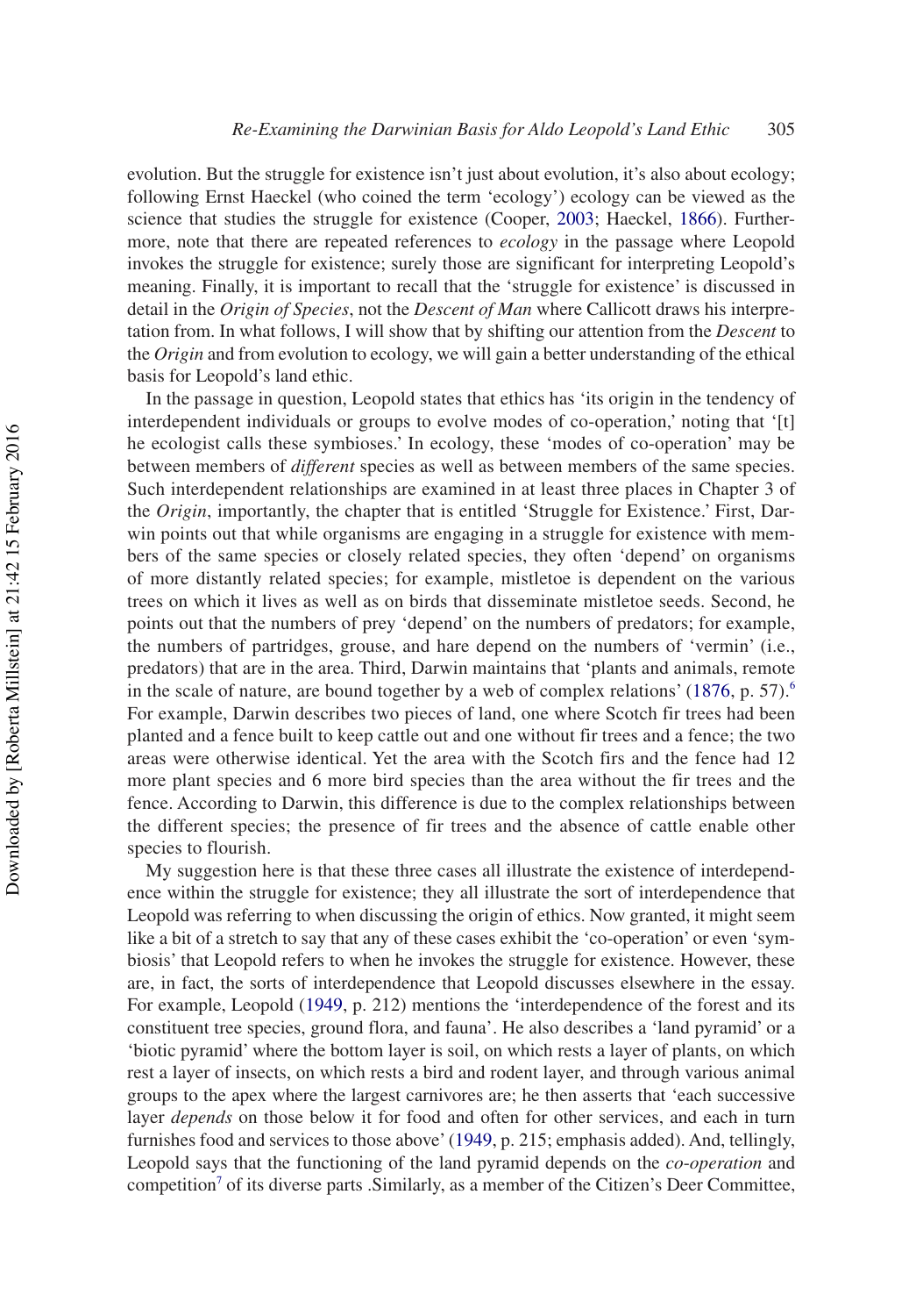evolution. But the struggle for existence isn't just about evolution, it's also about ecology; following Ernst Haeckel (who coined the term 'ecology') ecology can be viewed as the science that studies the struggle for existence (Cooper, 2003; Haeckel, 1866). Furthermore, note that there are repeated references to *ecology* in the passage where Leopold invokes the struggle for existence; surely those are significant for interpreting Leopold's meaning. Finally, it is important to recall that the 'struggle for existence' is discussed in detail in the *Origin of Species*, not the *Descent of Man* where Callicott draws his interpretation from. In what follows, I will show that by shifting our attention from the *Descent* to the *Origin* and from evolution to ecology, we will gain a better understanding of the ethical basis for Leopold's land ethic.

In the passage in question, Leopold states that ethics has 'its origin in the tendency of interdependent individuals or groups to evolve modes of co-operation,' noting that '[t]he ecologist calls these symbioses.' In ecology, these 'modes of co-operation' may be between members of *different* species as well as between members of the same species. Such interdependent relationships are examined in at least three places in Chapter 3 of the *Origin*, importantly, the chapter that is entitled 'Struggle for Existence.' First, Darwin points out that while organisms are engaging in a struggle for existence with members of the same species or closely related species, they often 'depend' on organisms of more distantly related species; for example, mistletoe is dependent on the various trees on which it lives as well as on birds that disseminate mistletoe seeds. Second, he points out that the numbers of prey 'depend' on the numbers of predators; for example, the numbers of partridges, grouse, and hare depend on the numbers of 'vermin' (i.e., predators) that are in the area. Third, Darwin maintains that 'plants and animals, remote in the scale of nature, are bound together by a web of complex relations' (1876, p. 57).[6] For example, Darwin describes two pieces of land, one where Scotch fir trees had been planted and a fence built to keep cattle out and one without fir trees and a fence; the two areas were otherwise identical. Yet the area with the Scotch firs and the fence had 12 more plant species and 6 more bird species than the area without the fir trees and the fence. According to Darwin, this difference is due to the complex relationships between the different species; the presence of fir trees and the absence of cattle enable other species to flourish.

My suggestion here is that these three cases all illustrate the existence of interdependence within the struggle for existence; they all illustrate the sort of interdependence that Leopold was referring to when discussing the origin of ethics. Now granted, it might seem like a bit of a stretch to say that any of these cases exhibit the 'co-operation' or even 'symbiosis' that Leopold refers to when he invokes the struggle for existence. However, these are, in fact, the sorts of interdependence that Leopold discusses elsewhere in the essay. For example, Leopold (1949, p. 212) mentions the 'interdependence of the forest and its constituent tree species, ground flora, and fauna'. He also describes a 'land pyramid' or a 'biotic pyramid' where the bottom layer is soil, on which rests a layer of plants, on which rest a layer of insects, on which rests a bird and rodent layer, and through various animal groups to the apex where the largest carnivores are; he then asserts that 'each successive layer *depends* on those below it for food and often for other services, and each in turn furnishes food and services to those above' (1949, p. 215; emphasis added). And, tellingly, Leopold says that the functioning of the land pyramid depends on the *co-operation* and competition[7] of its diverse parts .Similarly, as a member of the Citizen's Deer Committee,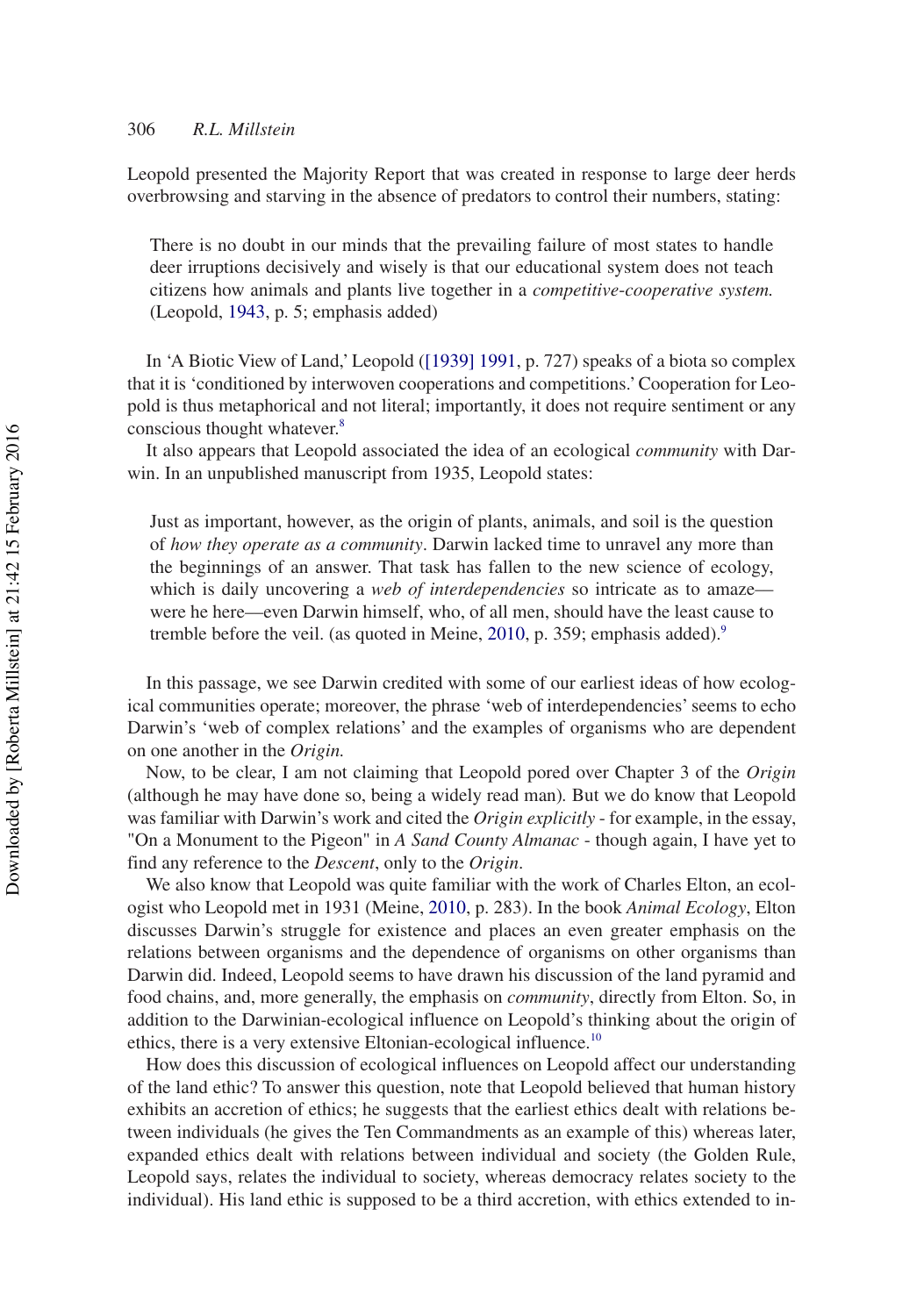Leopold presented the Majority Report that was created in response to large deer herds overbrowsing and starving in the absence of predators to control their numbers, stating:

> There is no doubt in our minds that the prevailing failure of most states to handle deer irruptions decisively and wisely is that our educational system does not teach citizens how animals and plants live together in a *competitive-cooperative system.* (Leopold, 1943, p. 5; emphasis added)

In 'A Biotic View of Land,' Leopold ([1939] 1991, p. 727) speaks of a biota so complex that it is 'conditioned by interwoven cooperations and competitions.' Cooperation for Leopold is thus metaphorical and not literal; importantly, it does not require sentiment or any conscious thought whatever.[8]

It also appears that Leopold associated the idea of an ecological *community* with Darwin. In an unpublished manuscript from 1935, Leopold states:

> Just as important, however, as the origin of plants, animals, and soil is the question of *how they operate as a community*. Darwin lacked time to unravel any more than the beginnings of an answer. That task has fallen to the new science of ecology, which is daily uncovering a *web of interdependencies* so intricate as to amaze—were he here—even Darwin himself, who, of all men, should have the least cause to tremble before the veil. (as quoted in Meine, 2010, p. 359; emphasis added).[9]

In this passage, we see Darwin credited with some of our earliest ideas of how ecological communities operate; moreover, the phrase 'web of interdependencies' seems to echo Darwin's 'web of complex relations' and the examples of organisms who are dependent on one another in the *Origin.*

Now, to be clear, I am not claiming that Leopold pored over Chapter 3 of the *Origin* (although he may have done so, being a widely read man). But we do know that Leopold was familiar with Darwin's work and cited the *Origin explicitly* - for example, in the essay, "On a Monument to the Pigeon" in *A Sand County Almanac* - though again, I have yet to find any reference to the *Descent*, only to the *Origin*.

We also know that Leopold was quite familiar with the work of Charles Elton, an ecologist who Leopold met in 1931 (Meine, 2010, p. 283). In the book *Animal Ecology*, Elton discusses Darwin's struggle for existence and places an even greater emphasis on the relations between organisms and the dependence of organisms on other organisms than Darwin did. Indeed, Leopold seems to have drawn his discussion of the land pyramid and food chains, and, more generally, the emphasis on *community*, directly from Elton. So, in addition to the Darwinian-ecological influence on Leopold's thinking about the origin of ethics, there is a very extensive Eltonian-ecological influence.[10]

How does this discussion of ecological influences on Leopold affect our understanding of the land ethic? To answer this question, note that Leopold believed that human history exhibits an accretion of ethics; he suggests that the earliest ethics dealt with relations between individuals (he gives the Ten Commandments as an example of this) whereas later, expanded ethics dealt with relations between individual and society (the Golden Rule, Leopold says, relates the individual to society, whereas democracy relates society to the individual). His land ethic is supposed to be a third accretion, with ethics extended to in-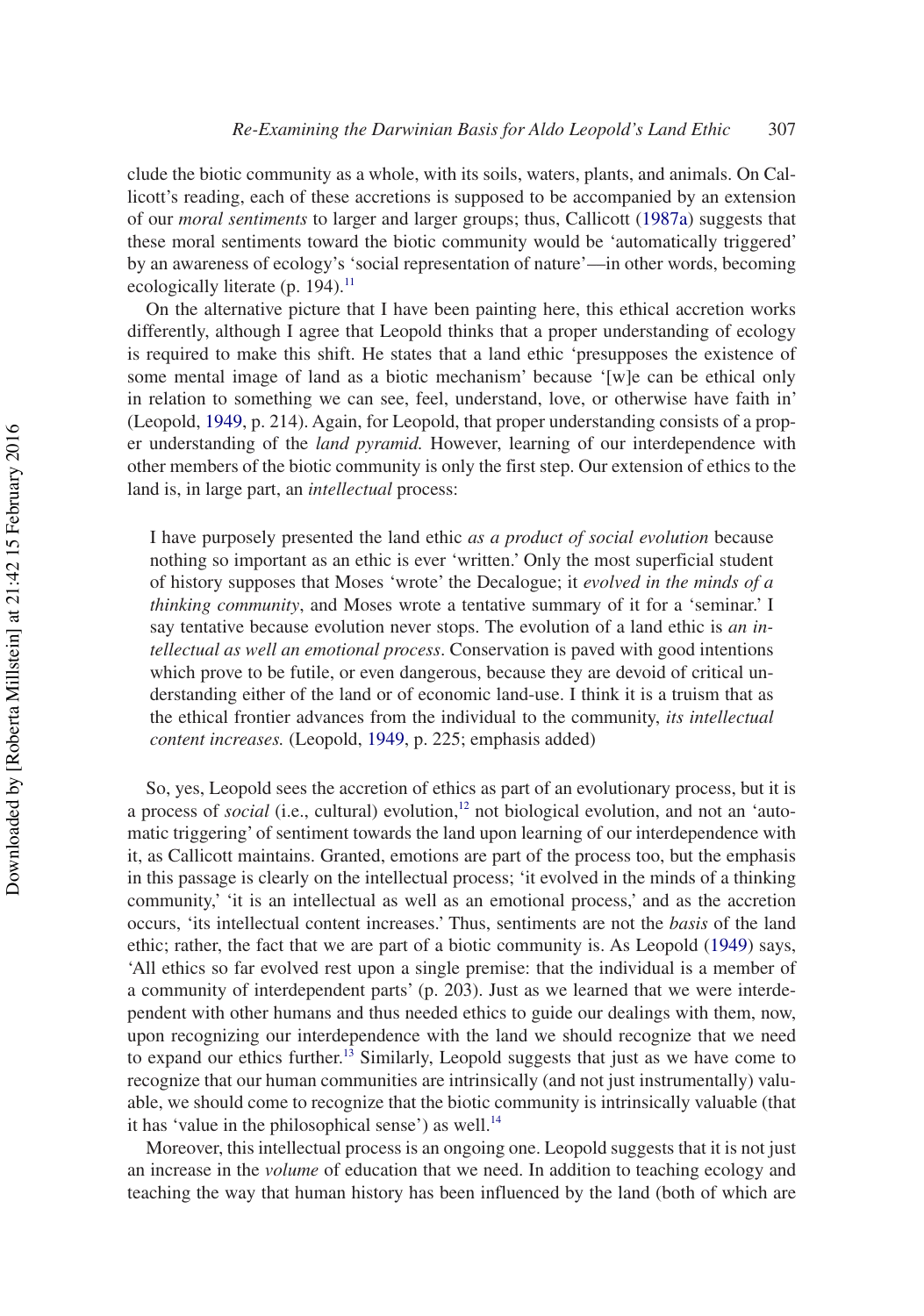clude the biotic community as a whole, with its soils, waters, plants, and animals. On Callicott's reading, each of these accretions is supposed to be accompanied by an extension of our *moral sentiments* to larger and larger groups; thus, Callicott (1987a) suggests that these moral sentiments toward the biotic community would be 'automatically triggered' by an awareness of ecology's 'social representation of nature'—in other words, becoming ecologically literate (p. 194).[11]

On the alternative picture that I have been painting here, this ethical accretion works differently, although I agree that Leopold thinks that a proper understanding of ecology is required to make this shift. He states that a land ethic 'presupposes the existence of some mental image of land as a biotic mechanism' because '[w]e can be ethical only in relation to something we can see, feel, understand, love, or otherwise have faith in' (Leopold, 1949, p. 214). Again, for Leopold, that proper understanding consists of a proper understanding of the *land pyramid.* However, learning of our interdependence with other members of the biotic community is only the first step. Our extension of ethics to the land is, in large part, an *intellectual* process:

> I have purposely presented the land ethic *as a product of social evolution* because nothing so important as an ethic is ever 'written.' Only the most superficial student of history supposes that Moses 'wrote' the Decalogue; it *evolved in the minds of a thinking community*, and Moses wrote a tentative summary of it for a 'seminar.' I say tentative because evolution never stops. The evolution of a land ethic is *an intellectual as well an emotional process*. Conservation is paved with good intentions which prove to be futile, or even dangerous, because they are devoid of critical understanding either of the land or of economic land-use. I think it is a truism that as the ethical frontier advances from the individual to the community, *its intellectual content increases.* (Leopold, 1949, p. 225; emphasis added)

So, yes, Leopold sees the accretion of ethics as part of an evolutionary process, but it is a process of *social* (i.e., cultural) evolution,[12] not biological evolution, and not an 'automatic triggering' of sentiment towards the land upon learning of our interdependence with it, as Callicott maintains. Granted, emotions are part of the process too, but the emphasis in this passage is clearly on the intellectual process; 'it evolved in the minds of a thinking community,' 'it is an intellectual as well as an emotional process,' and as the accretion occurs, 'its intellectual content increases.' Thus, sentiments are not the *basis* of the land ethic; rather, the fact that we are part of a biotic community is. As Leopold (1949) says, 'All ethics so far evolved rest upon a single premise: that the individual is a member of a community of interdependent parts' (p. 203). Just as we learned that we were interdependent with other humans and thus needed ethics to guide our dealings with them, now, upon recognizing our interdependence with the land we should recognize that we need to expand our ethics further.[13] Similarly, Leopold suggests that just as we have come to recognize that our human communities are intrinsically (and not just instrumentally) valuable, we should come to recognize that the biotic community is intrinsically valuable (that it has 'value in the philosophical sense') as well.[14]

Moreover, this intellectual process is an ongoing one. Leopold suggests that it is not just an increase in the *volume* of education that we need. In addition to teaching ecology and teaching the way that human history has been influenced by the land (both of which are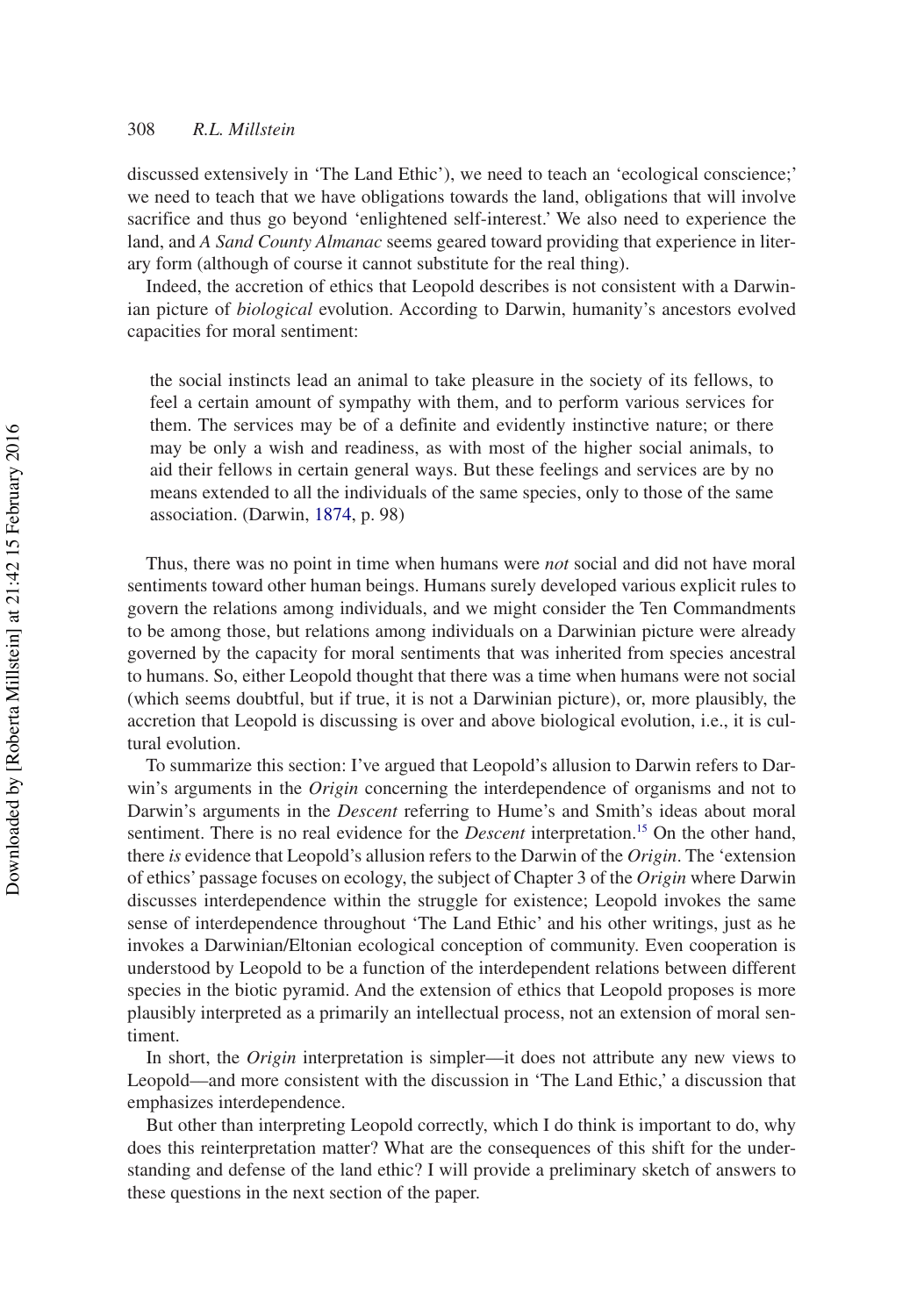discussed extensively in 'The Land Ethic'), we need to teach an 'ecological conscience;' we need to teach that we have obligations towards the land, obligations that will involve sacrifice and thus go beyond 'enlightened self-interest.' We also need to experience the land, and *A Sand County Almanac* seems geared toward providing that experience in literary form (although of course it cannot substitute for the real thing).

Indeed, the accretion of ethics that Leopold describes is not consistent with a Darwinian picture of *biological* evolution. According to Darwin, humanity's ancestors evolved capacities for moral sentiment:

> the social instincts lead an animal to take pleasure in the society of its fellows, to feel a certain amount of sympathy with them, and to perform various services for them. The services may be of a definite and evidently instinctive nature; or there may be only a wish and readiness, as with most of the higher social animals, to aid their fellows in certain general ways. But these feelings and services are by no means extended to all the individuals of the same species, only to those of the same association. (Darwin, 1874, p. 98)

Thus, there was no point in time when humans were *not* social and did not have moral sentiments toward other human beings. Humans surely developed various explicit rules to govern the relations among individuals, and we might consider the Ten Commandments to be among those, but relations among individuals on a Darwinian picture were already governed by the capacity for moral sentiments that was inherited from species ancestral to humans. So, either Leopold thought that there was a time when humans were not social (which seems doubtful, but if true, it is not a Darwinian picture), or, more plausibly, the accretion that Leopold is discussing is over and above biological evolution, i.e., it is cultural evolution.

To summarize this section: I've argued that Leopold's allusion to Darwin refers to Darwin's arguments in the *Origin* concerning the interdependence of organisms and not to Darwin's arguments in the *Descent* referring to Hume's and Smith's ideas about moral sentiment. There is no real evidence for the *Descent* interpretation.[15] On the other hand, there *is* evidence that Leopold's allusion refers to the Darwin of the *Origin*. The 'extension of ethics' passage focuses on ecology, the subject of Chapter 3 of the *Origin* where Darwin discusses interdependence within the struggle for existence; Leopold invokes the same sense of interdependence throughout 'The Land Ethic' and his other writings, just as he invokes a Darwinian/Eltonian ecological conception of community. Even cooperation is understood by Leopold to be a function of the interdependent relations between different species in the biotic pyramid. And the extension of ethics that Leopold proposes is more plausibly interpreted as a primarily an intellectual process, not an extension of moral sentiment.

In short, the *Origin* interpretation is simpler—it does not attribute any new views to Leopold—and more consistent with the discussion in 'The Land Ethic,' a discussion that emphasizes interdependence.

But other than interpreting Leopold correctly, which I do think is important to do, why does this reinterpretation matter? What are the consequences of this shift for the understanding and defense of the land ethic? I will provide a preliminary sketch of answers to these questions in the next section of the paper.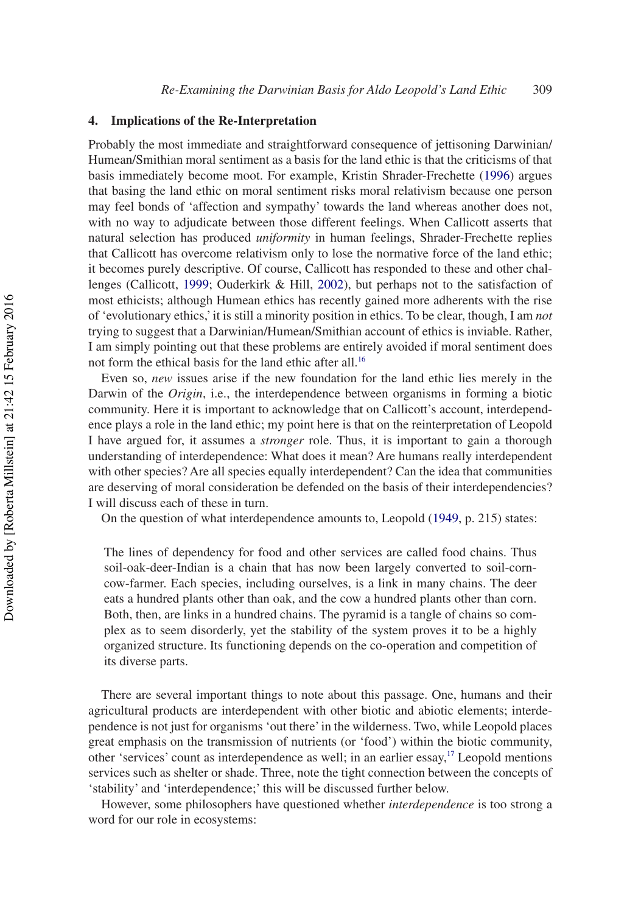## 4. Implications of the Re-Interpretation

Probably the most immediate and straightforward consequence of jettisoning Darwinian/Humean/Smithian moral sentiment as a basis for the land ethic is that the criticisms of that basis immediately become moot. For example, Kristin Shrader-Frechette (1996) argues that basing the land ethic on moral sentiment risks moral relativism because one person may feel bonds of 'affection and sympathy' towards the land whereas another does not, with no way to adjudicate between those different feelings. When Callicott asserts that natural selection has produced *uniformity* in human feelings, Shrader-Frechette replies that Callicott has overcome relativism only to lose the normative force of the land ethic; it becomes purely descriptive. Of course, Callicott has responded to these and other challenges (Callicott, 1999; Ouderkirk & Hill, 2002), but perhaps not to the satisfaction of most ethicists; although Humean ethics has recently gained more adherents with the rise of 'evolutionary ethics,' it is still a minority position in ethics. To be clear, though, I am *not* trying to suggest that a Darwinian/Humean/Smithian account of ethics is inviable. Rather, I am simply pointing out that these problems are entirely avoided if moral sentiment does not form the ethical basis for the land ethic after all.[16]

Even so, *new* issues arise if the new foundation for the land ethic lies merely in the Darwin of the *Origin*, i.e., the interdependence between organisms in forming a biotic community. Here it is important to acknowledge that on Callicott's account, interdependence plays a role in the land ethic; my point here is that on the reinterpretation of Leopold I have argued for, it assumes a *stronger* role. Thus, it is important to gain a thorough understanding of interdependence: What does it mean? Are humans really interdependent with other species? Are all species equally interdependent? Can the idea that communities are deserving of moral consideration be defended on the basis of their interdependencies? I will discuss each of these in turn.

On the question of what interdependence amounts to, Leopold (1949, p. 215) states:

> The lines of dependency for food and other services are called food chains. Thus soil-oak-deer-Indian is a chain that has now been largely converted to soil-corn-cow-farmer. Each species, including ourselves, is a link in many chains. The deer eats a hundred plants other than oak, and the cow a hundred plants other than corn. Both, then, are links in a hundred chains. The pyramid is a tangle of chains so complex as to seem disorderly, yet the stability of the system proves it to be a highly organized structure. Its functioning depends on the co-operation and competition of its diverse parts.

There are several important things to note about this passage. One, humans and their agricultural products are interdependent with other biotic and abiotic elements; interdependence is not just for organisms 'out there' in the wilderness. Two, while Leopold places great emphasis on the transmission of nutrients (or 'food') within the biotic community, other 'services' count as interdependence as well; in an earlier essay,[17] Leopold mentions services such as shelter or shade. Three, note the tight connection between the concepts of 'stability' and 'interdependence;' this will be discussed further below.

However, some philosophers have questioned whether *interdependence* is too strong a word for our role in ecosystems: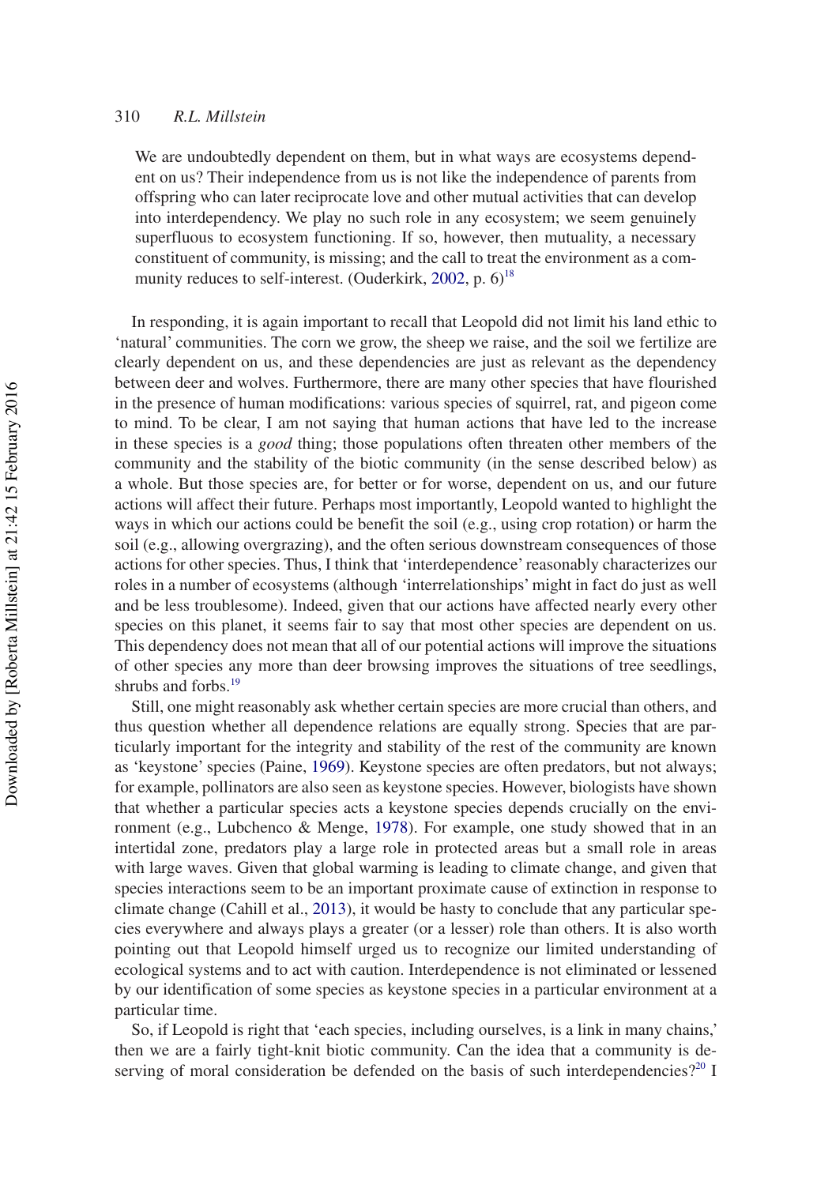> We are undoubtedly dependent on them, but in what ways are ecosystems dependent on us? Their independence from us is not like the independence of parents from offspring who can later reciprocate love and other mutual activities that can develop into interdependency. We play no such role in any ecosystem; we seem genuinely superfluous to ecosystem functioning. If so, however, then mutuality, a necessary constituent of community, is missing; and the call to treat the environment as a community reduces to self-interest. (Ouderkirk, 2002, p. 6)[18]

In responding, it is again important to recall that Leopold did not limit his land ethic to 'natural' communities. The corn we grow, the sheep we raise, and the soil we fertilize are clearly dependent on us, and these dependencies are just as relevant as the dependency between deer and wolves. Furthermore, there are many other species that have flourished in the presence of human modifications: various species of squirrel, rat, and pigeon come to mind. To be clear, I am not saying that human actions that have led to the increase in these species is a *good* thing; those populations often threaten other members of the community and the stability of the biotic community (in the sense described below) as a whole. But those species are, for better or for worse, dependent on us, and our future actions will affect their future. Perhaps most importantly, Leopold wanted to highlight the ways in which our actions could be benefit the soil (e.g., using crop rotation) or harm the soil (e.g., allowing overgrazing), and the often serious downstream consequences of those actions for other species. Thus, I think that 'interdependence' reasonably characterizes our roles in a number of ecosystems (although 'interrelationships' might in fact do just as well and be less troublesome). Indeed, given that our actions have affected nearly every other species on this planet, it seems fair to say that most other species are dependent on us. This dependency does not mean that all of our potential actions will improve the situations of other species any more than deer browsing improves the situations of tree seedlings, shrubs and forbs.[19]

Still, one might reasonably ask whether certain species are more crucial than others, and thus question whether all dependence relations are equally strong. Species that are particularly important for the integrity and stability of the rest of the community are known as 'keystone' species (Paine, 1969). Keystone species are often predators, but not always; for example, pollinators are also seen as keystone species. However, biologists have shown that whether a particular species acts a keystone species depends crucially on the environment (e.g., Lubchenco & Menge, 1978). For example, one study showed that in an intertidal zone, predators play a large role in protected areas but a small role in areas with large waves. Given that global warming is leading to climate change, and given that species interactions seem to be an important proximate cause of extinction in response to climate change (Cahill et al., 2013), it would be hasty to conclude that any particular species everywhere and always plays a greater (or a lesser) role than others. It is also worth pointing out that Leopold himself urged us to recognize our limited understanding of ecological systems and to act with caution. Interdependence is not eliminated or lessened by our identification of some species as keystone species in a particular environment at a particular time.

So, if Leopold is right that 'each species, including ourselves, is a link in many chains,' then we are a fairly tight-knit biotic community. Can the idea that a community is deserving of moral consideration be defended on the basis of such interdependencies?[20] I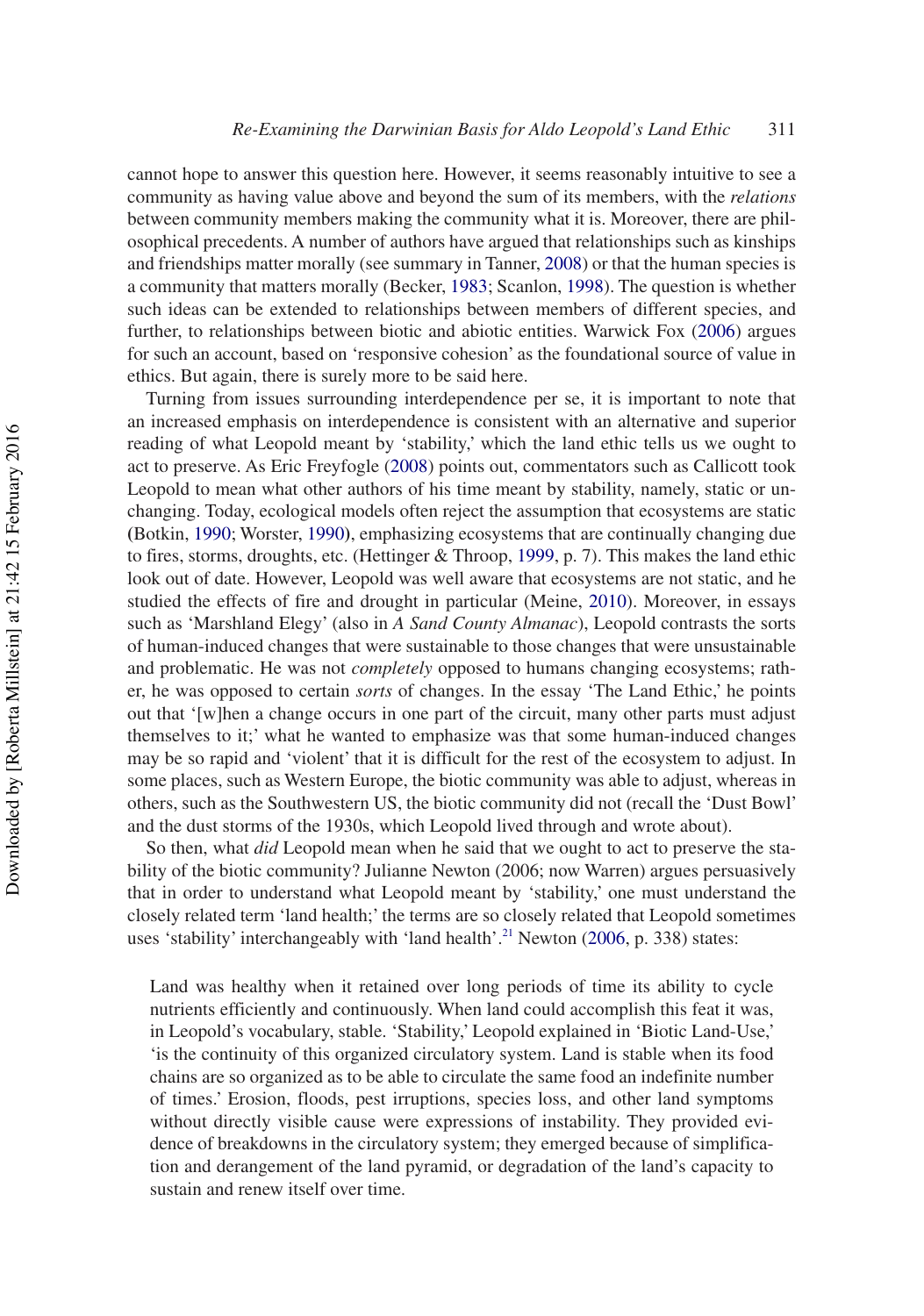cannot hope to answer this question here. However, it seems reasonably intuitive to see a community as having value above and beyond the sum of its members, with the *relations* between community members making the community what it is. Moreover, there are philosophical precedents. A number of authors have argued that relationships such as kinships and friendships matter morally (see summary in Tanner, 2008) or that the human species is a community that matters morally (Becker, 1983; Scanlon, 1998). The question is whether such ideas can be extended to relationships between members of different species, and further, to relationships between biotic and abiotic entities. Warwick Fox (2006) argues for such an account, based on 'responsive cohesion' as the foundational source of value in ethics. But again, there is surely more to be said here.

Turning from issues surrounding interdependence per se, it is important to note that an increased emphasis on interdependence is consistent with an alternative and superior reading of what Leopold meant by 'stability,' which the land ethic tells us we ought to act to preserve. As Eric Freyfogle (2008) points out, commentators such as Callicott took Leopold to mean what other authors of his time meant by stability, namely, static or unchanging. Today, ecological models often reject the assumption that ecosystems are static (Botkin, 1990; Worster, 1990), emphasizing ecosystems that are continually changing due to fires, storms, droughts, etc. (Hettinger & Throop, 1999, p. 7). This makes the land ethic look out of date. However, Leopold was well aware that ecosystems are not static, and he studied the effects of fire and drought in particular (Meine, 2010). Moreover, in essays such as 'Marshland Elegy' (also in *A Sand County Almanac*), Leopold contrasts the sorts of human-induced changes that were sustainable to those changes that were unsustainable and problematic. He was not *completely* opposed to humans changing ecosystems; rather, he was opposed to certain *sorts* of changes. In the essay 'The Land Ethic,' he points out that '[w]hen a change occurs in one part of the circuit, many other parts must adjust themselves to it;' what he wanted to emphasize was that some human-induced changes may be so rapid and 'violent' that it is difficult for the rest of the ecosystem to adjust. In some places, such as Western Europe, the biotic community was able to adjust, whereas in others, such as the Southwestern US, the biotic community did not (recall the 'Dust Bowl' and the dust storms of the 1930s, which Leopold lived through and wrote about).

So then, what *did* Leopold mean when he said that we ought to act to preserve the stability of the biotic community? Julianne Newton (2006; now Warren) argues persuasively that in order to understand what Leopold meant by 'stability,' one must understand the closely related term 'land health;' the terms are so closely related that Leopold sometimes uses 'stability' interchangeably with 'land health'.[21] Newton (2006, p. 338) states:

> Land was healthy when it retained over long periods of time its ability to cycle nutrients efficiently and continuously. When land could accomplish this feat it was, in Leopold's vocabulary, stable. 'Stability,' Leopold explained in 'Biotic Land-Use,' 'is the continuity of this organized circulatory system. Land is stable when its food chains are so organized as to be able to circulate the same food an indefinite number of times.' Erosion, floods, pest irruptions, species loss, and other land symptoms without directly visible cause were expressions of instability. They provided evidence of breakdowns in the circulatory system; they emerged because of simplification and derangement of the land pyramid, or degradation of the land's capacity to sustain and renew itself over time.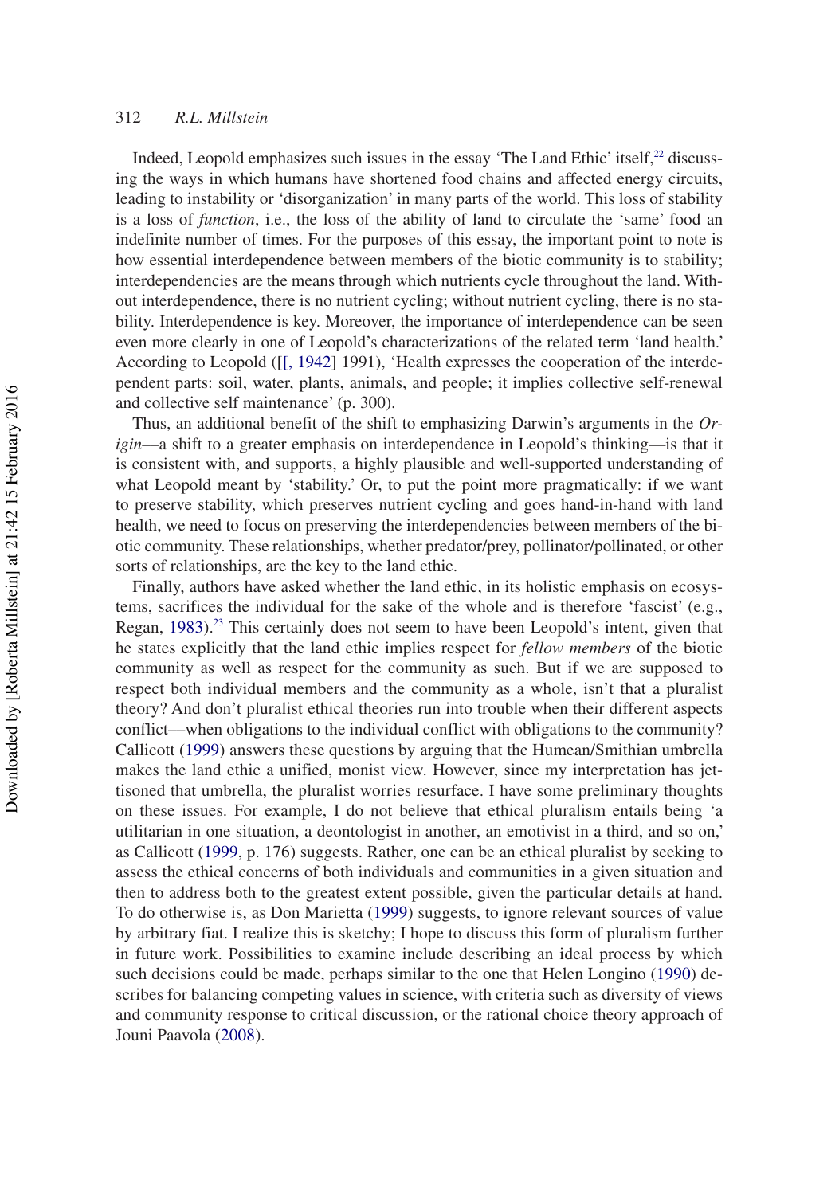Indeed, Leopold emphasizes such issues in the essay 'The Land Ethic' itself,[22] discussing the ways in which humans have shortened food chains and affected energy circuits, leading to instability or 'disorganization' in many parts of the world. This loss of stability is a loss of *function*, i.e., the loss of the ability of land to circulate the 'same' food an indefinite number of times. For the purposes of this essay, the important point to note is how essential interdependence between members of the biotic community is to stability; interdependencies are the means through which nutrients cycle throughout the land. Without interdependence, there is no nutrient cycling; without nutrient cycling, there is no stability. Interdependence is key. Moreover, the importance of interdependence can be seen even more clearly in one of Leopold's characterizations of the related term 'land health.' According to Leopold ([[, 1942] 1991), 'Health expresses the cooperation of the interdependent parts: soil, water, plants, animals, and people; it implies collective self-renewal and collective self maintenance' (p. 300).

Thus, an additional benefit of the shift to emphasizing Darwin's arguments in the *Origin*—a shift to a greater emphasis on interdependence in Leopold's thinking—is that it is consistent with, and supports, a highly plausible and well-supported understanding of what Leopold meant by 'stability.' Or, to put the point more pragmatically: if we want to preserve stability, which preserves nutrient cycling and goes hand-in-hand with land health, we need to focus on preserving the interdependencies between members of the biotic community. These relationships, whether predator/prey, pollinator/pollinated, or other sorts of relationships, are the key to the land ethic.

Finally, authors have asked whether the land ethic, in its holistic emphasis on ecosystems, sacrifices the individual for the sake of the whole and is therefore 'fascist' (e.g., Regan, 1983).[23] This certainly does not seem to have been Leopold's intent, given that he states explicitly that the land ethic implies respect for *fellow members* of the biotic community as well as respect for the community as such. But if we are supposed to respect both individual members and the community as a whole, isn't that a pluralist theory? And don't pluralist ethical theories run into trouble when their different aspects conflict—when obligations to the individual conflict with obligations to the community? Callicott (1999) answers these questions by arguing that the Humean/Smithian umbrella makes the land ethic a unified, monist view. However, since my interpretation has jettisoned that umbrella, the pluralist worries resurface. I have some preliminary thoughts on these issues. For example, I do not believe that ethical pluralism entails being 'a utilitarian in one situation, a deontologist in another, an emotivist in a third, and so on,' as Callicott (1999, p. 176) suggests. Rather, one can be an ethical pluralist by seeking to assess the ethical concerns of both individuals and communities in a given situation and then to address both to the greatest extent possible, given the particular details at hand. To do otherwise is, as Don Marietta (1999) suggests, to ignore relevant sources of value by arbitrary fiat. I realize this is sketchy; I hope to discuss this form of pluralism further in future work. Possibilities to examine include describing an ideal process by which such decisions could be made, perhaps similar to the one that Helen Longino (1990) describes for balancing competing values in science, with criteria such as diversity of views and community response to critical discussion, or the rational choice theory approach of Jouni Paavola (2008).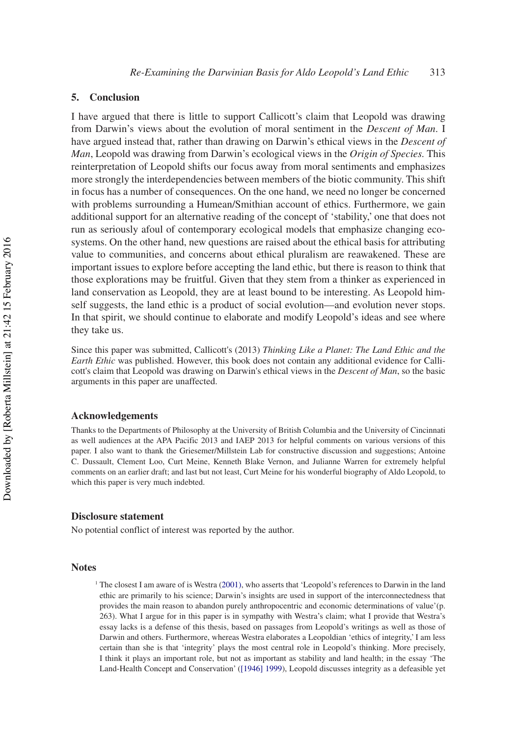## 5. Conclusion

I have argued that there is little to support Callicott's claim that Leopold was drawing from Darwin's views about the evolution of moral sentiment in the *Descent of Man*. I have argued instead that, rather than drawing on Darwin's ethical views in the *Descent of Man*, Leopold was drawing from Darwin's ecological views in the *Origin of Species.* This reinterpretation of Leopold shifts our focus away from moral sentiments and emphasizes more strongly the interdependencies between members of the biotic community. This shift in focus has a number of consequences. On the one hand, we need no longer be concerned with problems surrounding a Humean/Smithian account of ethics. Furthermore, we gain additional support for an alternative reading of the concept of 'stability,' one that does not run as seriously afoul of contemporary ecological models that emphasize changing ecosystems. On the other hand, new questions are raised about the ethical basis for attributing value to communities, and concerns about ethical pluralism are reawakened. These are important issues to explore before accepting the land ethic, but there is reason to think that those explorations may be fruitful. Given that they stem from a thinker as experienced in land conservation as Leopold, they are at least bound to be interesting. As Leopold himself suggests, the land ethic is a product of social evolution—and evolution never stops. In that spirit, we should continue to elaborate and modify Leopold's ideas and see where they take us.

Since this paper was submitted, Callicott's (2013) *Thinking Like a Planet: The Land Ethic and the Earth Ethic* was published. However, this book does not contain any additional evidence for Callicott's claim that Leopold was drawing on Darwin's ethical views in the *Descent of Man*, so the basic arguments in this paper are unaffected.

### Acknowledgements

Thanks to the Departments of Philosophy at the University of British Columbia and the University of Cincinnati as well audiences at the APA Pacific 2013 and IAEP 2013 for helpful comments on various versions of this paper. I also want to thank the Griesemer/Millstein Lab for constructive discussion and suggestions; Antoine C. Dussault, Clement Loo, Curt Meine, Kenneth Blake Vernon, and Julianne Warren for extremely helpful comments on an earlier draft; and last but not least, Curt Meine for his wonderful biography of Aldo Leopold, to which this paper is very much indebted.

### Disclosure statement

No potential conflict of interest was reported by the author.

### Notes

[1] The closest I am aware of is Westra (2001), who asserts that 'Leopold's references to Darwin in the land ethic are primarily to his science; Darwin's insights are used in support of the interconnectedness that provides the main reason to abandon purely anthropocentric and economic determinations of value'(p. 263). What I argue for in this paper is in sympathy with Westra's claim; what I provide that Westra's essay lacks is a defense of this thesis, based on passages from Leopold's writings as well as those of Darwin and others. Furthermore, whereas Westra elaborates a Leopoldian 'ethics of integrity,' I am less certain than she is that 'integrity' plays the most central role in Leopold's thinking. More precisely, I think it plays an important role, but not as important as stability and land health; in the essay 'The Land-Health Concept and Conservation' ([1946] 1999), Leopold discusses integrity as a defeasible yet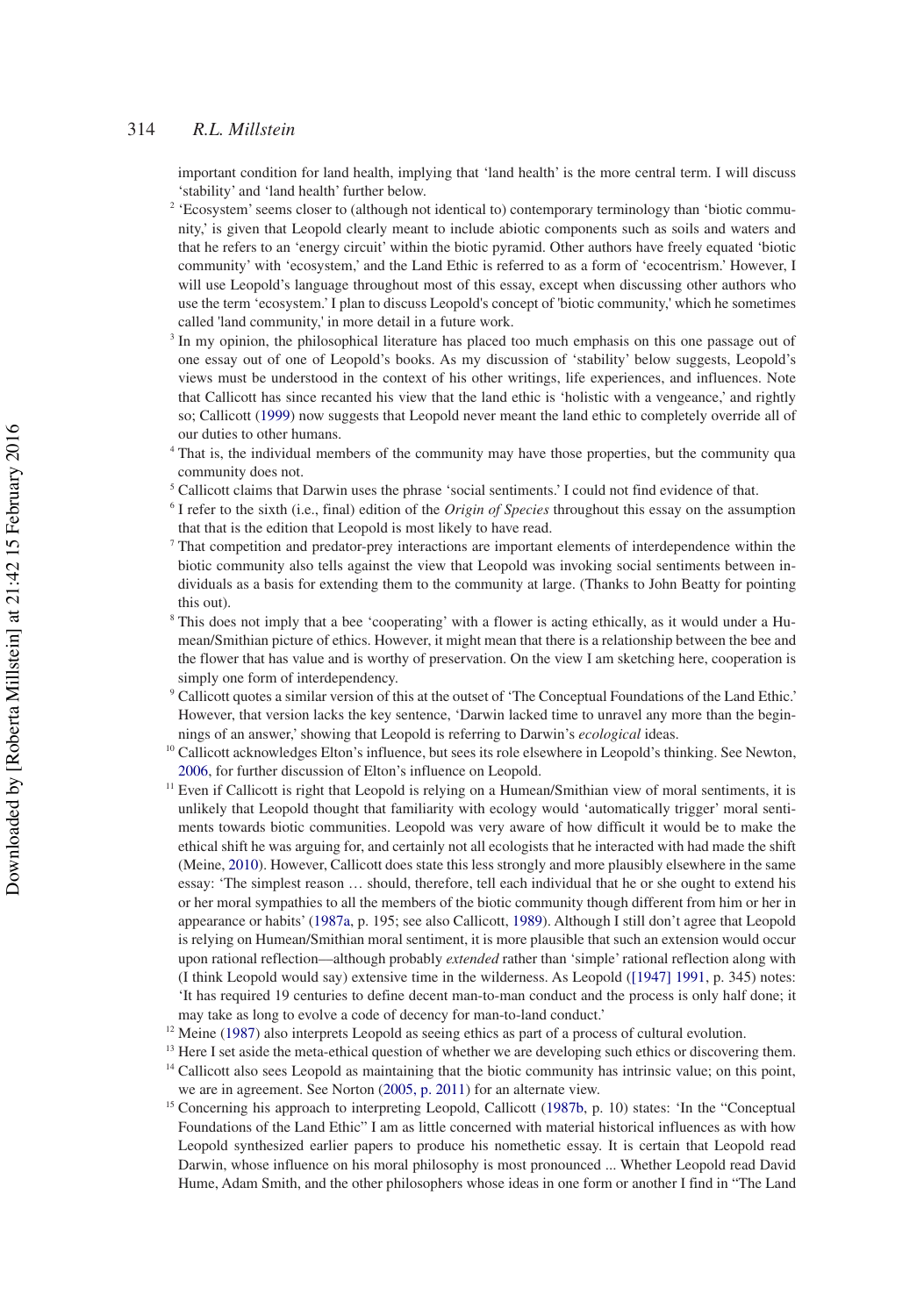important condition for land health, implying that 'land health' is the more central term. I will discuss 'stability' and 'land health' further below.

[2] 'Ecosystem' seems closer to (although not identical to) contemporary terminology than 'biotic community,' is given that Leopold clearly meant to include abiotic components such as soils and waters and that he refers to an 'energy circuit' within the biotic pyramid. Other authors have freely equated 'biotic community' with 'ecosystem,' and the Land Ethic is referred to as a form of 'ecocentrism.' However, I will use Leopold's language throughout most of this essay, except when discussing other authors who use the term 'ecosystem.' I plan to discuss Leopold's concept of 'biotic community,' which he sometimes called 'land community,' in more detail in a future work.

[3] In my opinion, the philosophical literature has placed too much emphasis on this one passage out of one essay out of one of Leopold's books. As my discussion of 'stability' below suggests, Leopold's views must be understood in the context of his other writings, life experiences, and influences. Note that Callicott has since recanted his view that the land ethic is 'holistic with a vengeance,' and rightly so; Callicott (1999) now suggests that Leopold never meant the land ethic to completely override all of our duties to other humans.

[4] That is, the individual members of the community may have those properties, but the community qua community does not.

[5] Callicott claims that Darwin uses the phrase 'social sentiments.' I could not find evidence of that.

[6] I refer to the sixth (i.e., final) edition of the *Origin of Species* throughout this essay on the assumption that that is the edition that Leopold is most likely to have read.

[7] That competition and predator-prey interactions are important elements of interdependence within the biotic community also tells against the view that Leopold was invoking social sentiments between individuals as a basis for extending them to the community at large. (Thanks to John Beatty for pointing this out).

[8] This does not imply that a bee 'cooperating' with a flower is acting ethically, as it would under a Humean/Smithian picture of ethics. However, it might mean that there is a relationship between the bee and the flower that has value and is worthy of preservation. On the view I am sketching here, cooperation is simply one form of interdependency.

[9] Callicott quotes a similar version of this at the outset of 'The Conceptual Foundations of the Land Ethic.' However, that version lacks the key sentence, 'Darwin lacked time to unravel any more than the beginnings of an answer,' showing that Leopold is referring to Darwin's *ecological* ideas.

[10] Callicott acknowledges Elton's influence, but sees its role elsewhere in Leopold's thinking. See Newton, 2006, for further discussion of Elton's influence on Leopold.

[11] Even if Callicott is right that Leopold is relying on a Humean/Smithian view of moral sentiments, it is unlikely that Leopold thought that familiarity with ecology would 'automatically trigger' moral sentiments towards biotic communities. Leopold was very aware of how difficult it would be to make the ethical shift he was arguing for, and certainly not all ecologists that he interacted with had made the shift (Meine, 2010). However, Callicott does state this less strongly and more plausibly elsewhere in the same essay: 'The simplest reason … should, therefore, tell each individual that he or she ought to extend his or her moral sympathies to all the members of the biotic community though different from him or her in appearance or habits' (1987a, p. 195; see also Callicott, 1989). Although I still don't agree that Leopold is relying on Humean/Smithian moral sentiment, it is more plausible that such an extension would occur upon rational reflection—although probably *extended* rather than 'simple' rational reflection along with (I think Leopold would say) extensive time in the wilderness. As Leopold ([1947] 1991, p. 345) notes: 'It has required 19 centuries to define decent man-to-man conduct and the process is only half done; it may take as long to evolve a code of decency for man-to-land conduct.'

[12] Meine (1987) also interprets Leopold as seeing ethics as part of a process of cultural evolution.

[13] Here I set aside the meta-ethical question of whether we are developing such ethics or discovering them.

[14] Callicott also sees Leopold as maintaining that the biotic community has intrinsic value; on this point, we are in agreement. See Norton (2005, p. 2011) for an alternate view.

[15] Concerning his approach to interpreting Leopold, Callicott (1987b, p. 10) states: 'In the "Conceptual Foundations of the Land Ethic" I am as little concerned with material historical influences as with how Leopold synthesized earlier papers to produce his nomethetic essay. It is certain that Leopold read Darwin, whose influence on his moral philosophy is most pronounced ... Whether Leopold read David Hume, Adam Smith, and the other philosophers whose ideas in one form or another I find in "The Land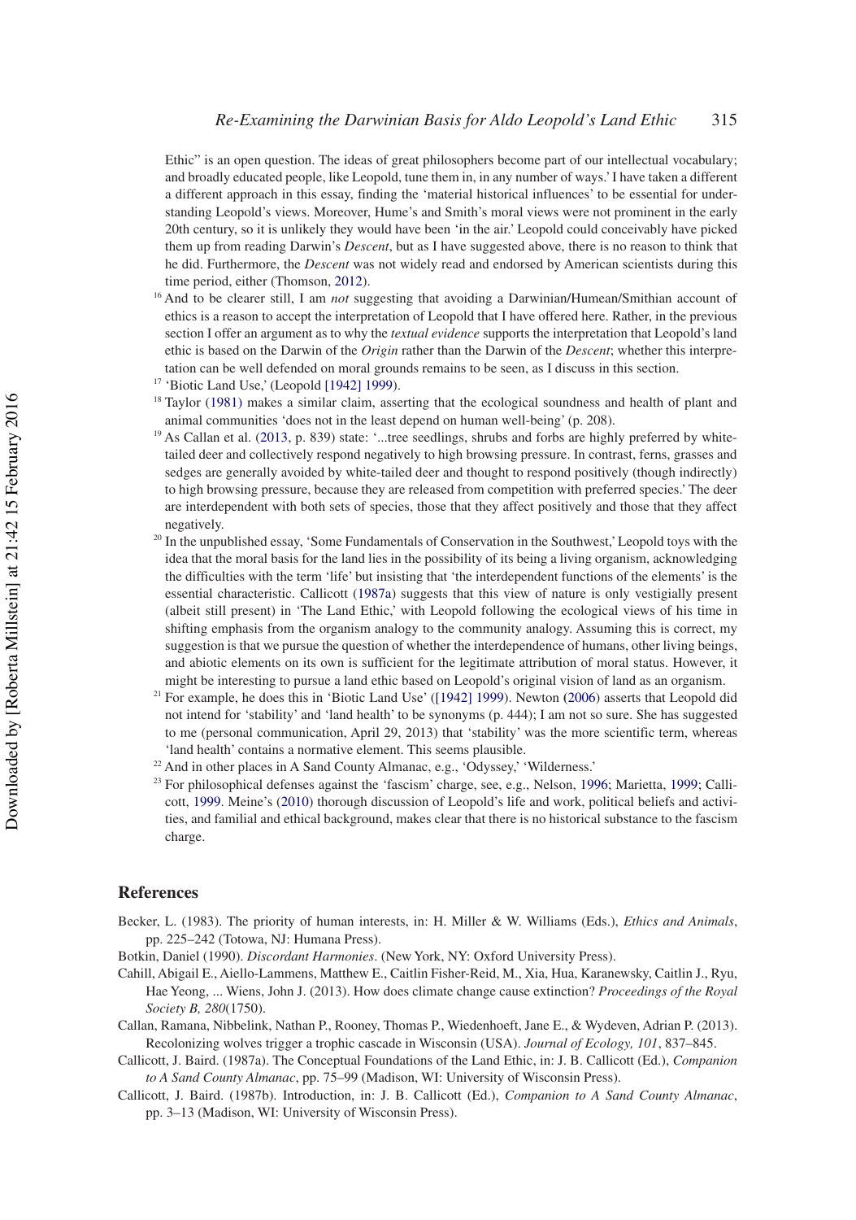Ethic" is an open question. The ideas of great philosophers become part of our intellectual vocabulary; and broadly educated people, like Leopold, tune them in, in any number of ways.' I have taken a different a different approach in this essay, finding the 'material historical influences' to be essential for understanding Leopold's views. Moreover, Hume's and Smith's moral views were not prominent in the early 20th century, so it is unlikely they would have been 'in the air.' Leopold could conceivably have picked them up from reading Darwin's *Descent*, but as I have suggested above, there is no reason to think that he did. Furthermore, the *Descent* was not widely read and endorsed by American scientists during this time period, either (Thomson, 2012).

[16] And to be clearer still, I am *not* suggesting that avoiding a Darwinian/Humean/Smithian account of ethics is a reason to accept the interpretation of Leopold that I have offered here. Rather, in the previous section I offer an argument as to why the *textual evidence* supports the interpretation that Leopold's land ethic is based on the Darwin of the *Origin* rather than the Darwin of the *Descent*; whether this interpretation can be well defended on moral grounds remains to be seen, as I discuss in this section.

[17] 'Biotic Land Use,' (Leopold [1942] 1999).

[18] Taylor (1981) makes a similar claim, asserting that the ecological soundness and health of plant and animal communities 'does not in the least depend on human well-being' (p. 208).

[19] As Callan et al. (2013, p. 839) state: '...tree seedlings, shrubs and forbs are highly preferred by white-tailed deer and collectively respond negatively to high browsing pressure. In contrast, ferns, grasses and sedges are generally avoided by white-tailed deer and thought to respond positively (though indirectly) to high browsing pressure, because they are released from competition with preferred species.' The deer are interdependent with both sets of species, those that they affect positively and those that they affect negatively.

[20] In the unpublished essay, 'Some Fundamentals of Conservation in the Southwest,' Leopold toys with the idea that the moral basis for the land lies in the possibility of its being a living organism, acknowledging the difficulties with the term 'life' but insisting that 'the interdependent functions of the elements' is the essential characteristic. Callicott (1987a) suggests that this view of nature is only vestigially present (albeit still present) in 'The Land Ethic,' with Leopold following the ecological views of his time in shifting emphasis from the organism analogy to the community analogy. Assuming this is correct, my suggestion is that we pursue the question of whether the interdependence of humans, other living beings, and abiotic elements on its own is sufficient for the legitimate attribution of moral status. However, it might be interesting to pursue a land ethic based on Leopold's original vision of land as an organism.

[21] For example, he does this in 'Biotic Land Use' ([1942] 1999). Newton (2006) asserts that Leopold did not intend for 'stability' and 'land health' to be synonyms (p. 444); I am not so sure. She has suggested to me (personal communication, April 29, 2013) that 'stability' was the more scientific term, whereas 'land health' contains a normative element. This seems plausible.

[22] And in other places in A Sand County Almanac, e.g., 'Odyssey,' 'Wilderness.'

[23] For philosophical defenses against the 'fascism' charge, see, e.g., Nelson, 1996; Marietta, 1999; Callicott, 1999. Meine's (2010) thorough discussion of Leopold's life and work, political beliefs and activities, and familial and ethical background, makes clear that there is no historical substance to the fascism charge.

## References

Becker, L. (1983). The priority of human interests, in: H. Miller & W. Williams (Eds.), *Ethics and Animals*, pp. 225–242 (Totowa, NJ: Humana Press).

Botkin, Daniel (1990). *Discordant Harmonies*. (New York, NY: Oxford University Press).

Cahill, Abigail E., Aiello-Lammens, Matthew E., Caitlin Fisher-Reid, M., Xia, Hua, Karanewsky, Caitlin J., Ryu, Hae Yeong, ... Wiens, John J. (2013). How does climate change cause extinction? *Proceedings of the Royal Society B, 280*(1750).

Callan, Ramana, Nibbelink, Nathan P., Rooney, Thomas P., Wiedenhoeft, Jane E., & Wydeven, Adrian P. (2013). Recolonizing wolves trigger a trophic cascade in Wisconsin (USA). *Journal of Ecology, 101*, 837–845.

Callicott, J. Baird. (1987a). The Conceptual Foundations of the Land Ethic, in: J. B. Callicott (Ed.), *Companion to A Sand County Almanac*, pp. 75–99 (Madison, WI: University of Wisconsin Press).

Callicott, J. Baird. (1987b). Introduction, in: J. B. Callicott (Ed.), *Companion to A Sand County Almanac*, pp. 3–13 (Madison, WI: University of Wisconsin Press).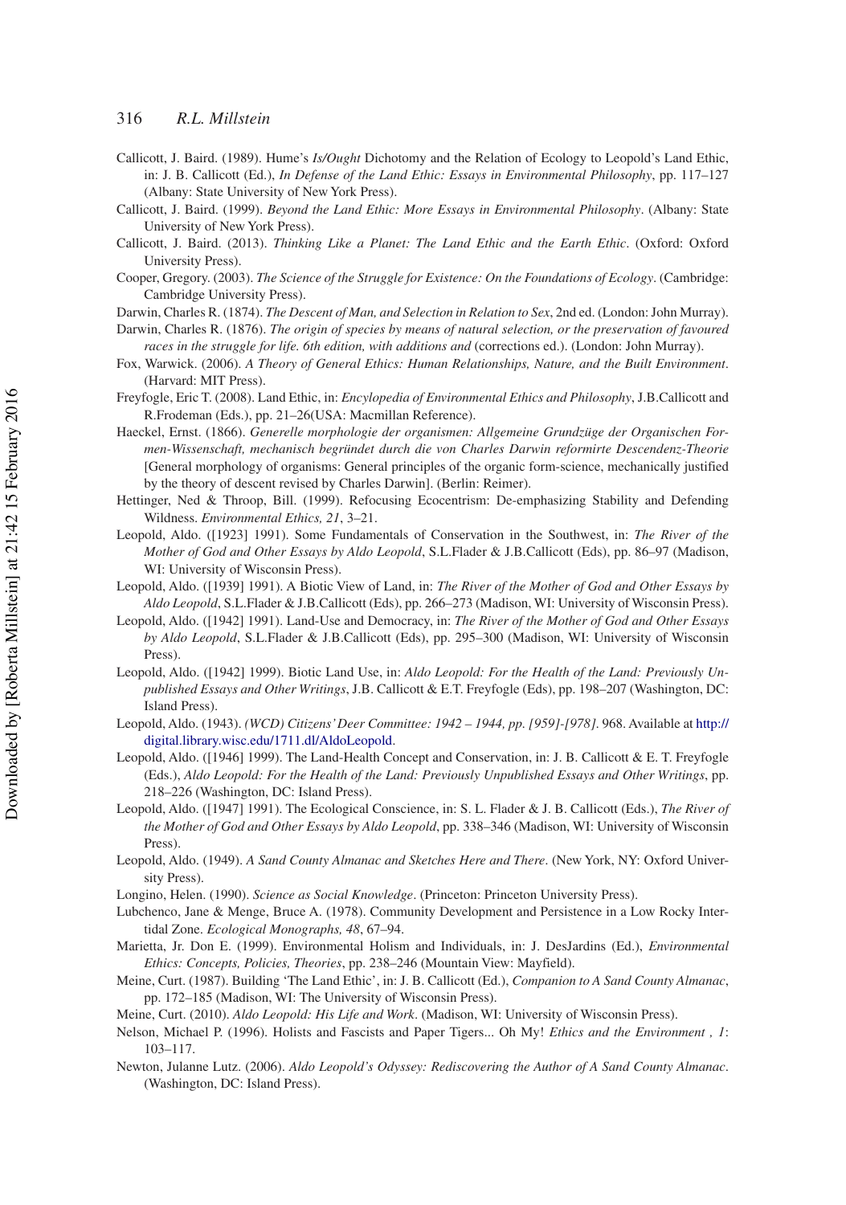Callicott, J. Baird. (1989). Hume's *Is/Ought* Dichotomy and the Relation of Ecology to Leopold's Land Ethic, in: J. B. Callicott (Ed.), *In Defense of the Land Ethic: Essays in Environmental Philosophy*, pp. 117–127 (Albany: State University of New York Press).

Callicott, J. Baird. (1999). *Beyond the Land Ethic: More Essays in Environmental Philosophy*. (Albany: State University of New York Press).

Callicott, J. Baird. (2013). *Thinking Like a Planet: The Land Ethic and the Earth Ethic*. (Oxford: Oxford University Press).

Cooper, Gregory. (2003). *The Science of the Struggle for Existence: On the Foundations of Ecology*. (Cambridge: Cambridge University Press).

Darwin, Charles R. (1874). *The Descent of Man, and Selection in Relation to Sex*, 2nd ed. (London: John Murray).

Darwin, Charles R. (1876). *The origin of species by means of natural selection, or the preservation of favoured races in the struggle for life. 6th edition, with additions and* (corrections ed.). (London: John Murray).

Fox, Warwick. (2006). *A Theory of General Ethics: Human Relationships, Nature, and the Built Environment*. (Harvard: MIT Press).

Freyfogle, Eric T. (2008). Land Ethic, in: *Encylopedia of Environmental Ethics and Philosophy*, J.B.Callicott and R.Frodeman (Eds.), pp. 21–26(USA: Macmillan Reference).

Haeckel, Ernst. (1866). *Generelle morphologie der organismen: Allgemeine Grundzüge der Organischen Formen-Wissenschaft, mechanisch begründet durch die von Charles Darwin reformirte Descendenz-Theorie* [General morphology of organisms: General principles of the organic form-science, mechanically justified by the theory of descent revised by Charles Darwin]. (Berlin: Reimer).

Hettinger, Ned & Throop, Bill. (1999). Refocusing Ecocentrism: De-emphasizing Stability and Defending Wildness. *Environmental Ethics, 21*, 3–21.

Leopold, Aldo. ([1923] 1991). Some Fundamentals of Conservation in the Southwest, in: *The River of the Mother of God and Other Essays by Aldo Leopold*, S.L.Flader & J.B.Callicott (Eds), pp. 86–97 (Madison, WI: University of Wisconsin Press).

Leopold, Aldo. ([1939] 1991). A Biotic View of Land, in: *The River of the Mother of God and Other Essays by Aldo Leopold*, S.L.Flader & J.B.Callicott (Eds), pp. 266–273 (Madison, WI: University of Wisconsin Press).

Leopold, Aldo. ([1942] 1991). Land-Use and Democracy, in: *The River of the Mother of God and Other Essays by Aldo Leopold*, S.L.Flader & J.B.Callicott (Eds), pp. 295–300 (Madison, WI: University of Wisconsin Press).

Leopold, Aldo. ([1942] 1999). Biotic Land Use, in: *Aldo Leopold: For the Health of the Land: Previously Unpublished Essays and Other Writings*, J.B. Callicott & E.T. Freyfogle (Eds), pp. 198–207 (Washington, DC: Island Press).

Leopold, Aldo. (1943). *(WCD) Citizens' Deer Committee: 1942 – 1944, pp. [959]-[978]*. 968. Available at http://digital.library.wisc.edu/1711.dl/AldoLeopold.

Leopold, Aldo. ([1946] 1999). The Land-Health Concept and Conservation, in: J. B. Callicott & E. T. Freyfogle (Eds.), *Aldo Leopold: For the Health of the Land: Previously Unpublished Essays and Other Writings*, pp. 218–226 (Washington, DC: Island Press).

Leopold, Aldo. ([1947] 1991). The Ecological Conscience, in: S. L. Flader & J. B. Callicott (Eds.), *The River of the Mother of God and Other Essays by Aldo Leopold*, pp. 338–346 (Madison, WI: University of Wisconsin Press).

Leopold, Aldo. (1949). *A Sand County Almanac and Sketches Here and There*. (New York, NY: Oxford University Press).

Longino, Helen. (1990). *Science as Social Knowledge*. (Princeton: Princeton University Press).

Lubchenco, Jane & Menge, Bruce A. (1978). Community Development and Persistence in a Low Rocky Intertidal Zone. *Ecological Monographs, 48*, 67–94.

Marietta, Jr. Don E. (1999). Environmental Holism and Individuals, in: J. DesJardins (Ed.), *Environmental Ethics: Concepts, Policies, Theories*, pp. 238–246 (Mountain View: Mayfield).

Meine, Curt. (1987). Building 'The Land Ethic', in: J. B. Callicott (Ed.), *Companion to A Sand County Almanac*, pp. 172–185 (Madison, WI: The University of Wisconsin Press).

Meine, Curt. (2010). *Aldo Leopold: His Life and Work*. (Madison, WI: University of Wisconsin Press).

Nelson, Michael P. (1996). Holists and Fascists and Paper Tigers... Oh My! *Ethics and the Environment , 1*: 103–117.

Newton, Julanne Lutz. (2006). *Aldo Leopold's Odyssey: Rediscovering the Author of A Sand County Almanac*. (Washington, DC: Island Press).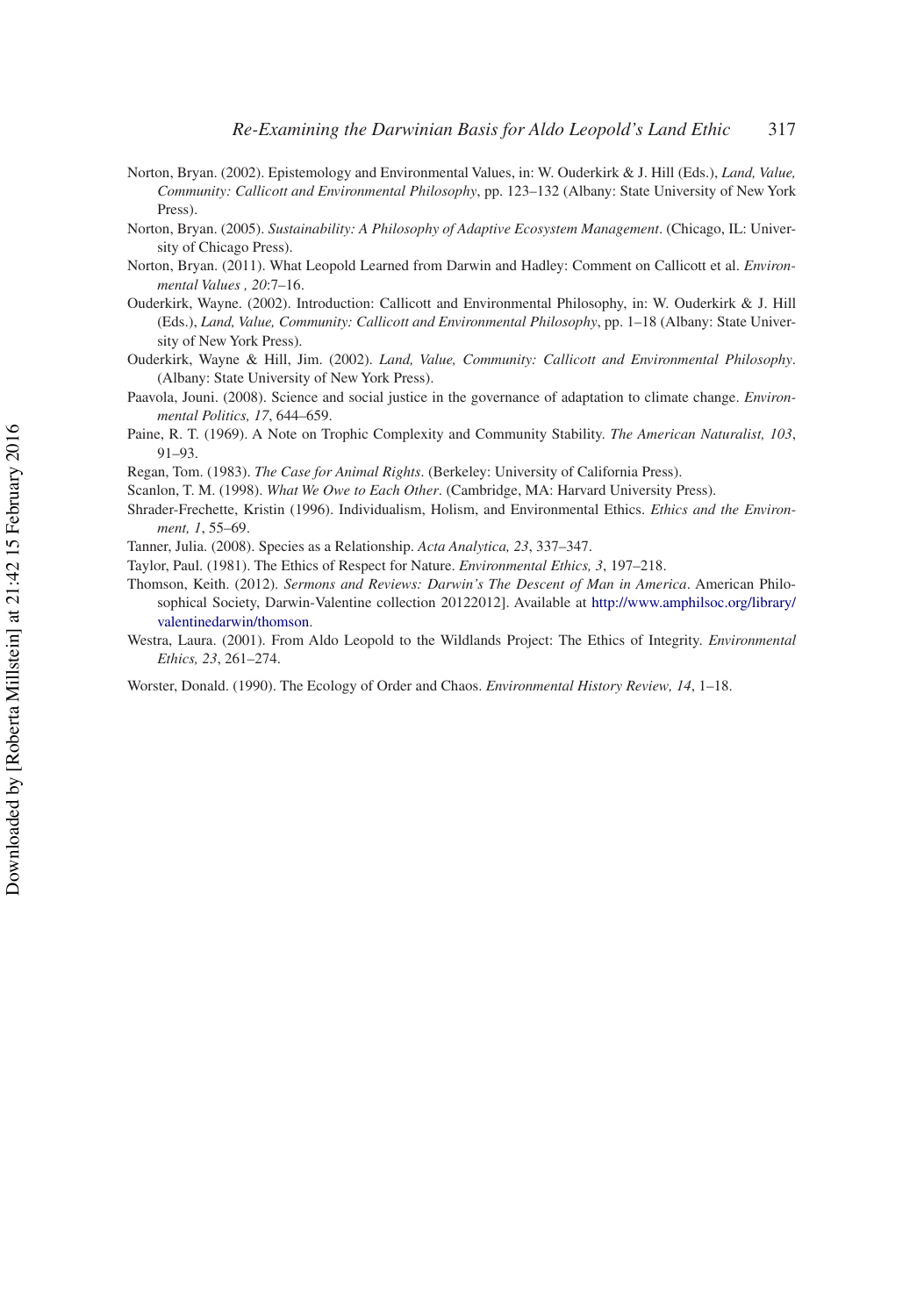Norton, Bryan. (2002). Epistemology and Environmental Values, in: W. Ouderkirk & J. Hill (Eds.), *Land, Value, Community: Callicott and Environmental Philosophy*, pp. 123–132 (Albany: State University of New York Press).

Norton, Bryan. (2005). *Sustainability: A Philosophy of Adaptive Ecosystem Management*. (Chicago, IL: University of Chicago Press).

Norton, Bryan. (2011). What Leopold Learned from Darwin and Hadley: Comment on Callicott et al. *Environmental Values , 20*:7–16.

Ouderkirk, Wayne. (2002). Introduction: Callicott and Environmental Philosophy, in: W. Ouderkirk & J. Hill (Eds.), *Land, Value, Community: Callicott and Environmental Philosophy*, pp. 1–18 (Albany: State University of New York Press).

Ouderkirk, Wayne & Hill, Jim. (2002). *Land, Value, Community: Callicott and Environmental Philosophy*. (Albany: State University of New York Press).

Paavola, Jouni. (2008). Science and social justice in the governance of adaptation to climate change. *Environmental Politics, 17*, 644–659.

Paine, R. T. (1969). A Note on Trophic Complexity and Community Stability. *The American Naturalist, 103*, 91–93.

Regan, Tom. (1983). *The Case for Animal Rights*. (Berkeley: University of California Press).

Scanlon, T. M. (1998). *What We Owe to Each Other*. (Cambridge, MA: Harvard University Press).

Shrader-Frechette, Kristin (1996). Individualism, Holism, and Environmental Ethics. *Ethics and the Environment, 1*, 55–69.

Tanner, Julia. (2008). Species as a Relationship. *Acta Analytica, 23*, 337–347.

Taylor, Paul. (1981). The Ethics of Respect for Nature. *Environmental Ethics, 3*, 197–218.

Thomson, Keith. (2012). *Sermons and Reviews: Darwin's The Descent of Man in America*. American Philosophical Society, Darwin-Valentine collection 20122012]. Available at http://www.amphilsoc.org/library/valentinedarwin/thomson.

Westra, Laura. (2001). From Aldo Leopold to the Wildlands Project: The Ethics of Integrity. *Environmental Ethics, 23*, 261–274.

Worster, Donald. (1990). The Ecology of Order and Chaos. *Environmental History Review, 14*, 1–18.